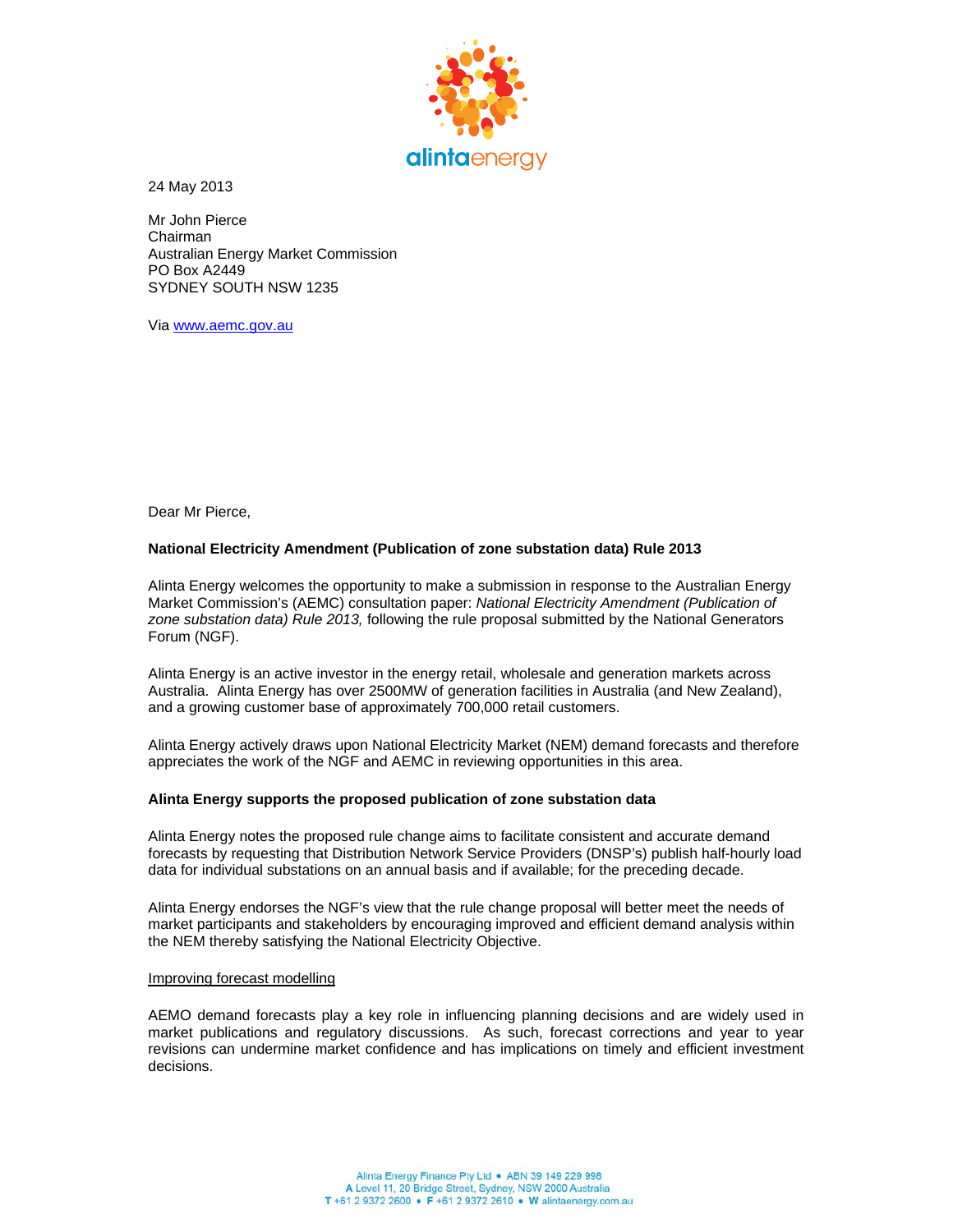24 May 2013

Mr John Pierce
Chairman
Australian Energy Market Commission
PO Box A2449
SYDNEY SOUTH NSW 1235

Via www.aemc.gov.au

Dear Mr Pierce,

**National Electricity Amendment (Publication of zone substation data) Rule 2013**

Alinta Energy welcomes the opportunity to make a submission in response to the Australian Energy Market Commission's (AEMC) consultation paper: *National Electricity Amendment (Publication of zone substation data) Rule 2013,* following the rule proposal submitted by the National Generators Forum (NGF).

Alinta Energy is an active investor in the energy retail, wholesale and generation markets across Australia. Alinta Energy has over 2500MW of generation facilities in Australia (and New Zealand), and a growing customer base of approximately 700,000 retail customers.

Alinta Energy actively draws upon National Electricity Market (NEM) demand forecasts and therefore appreciates the work of the NGF and AEMC in reviewing opportunities in this area.

**Alinta Energy supports the proposed publication of zone substation data**

Alinta Energy notes the proposed rule change aims to facilitate consistent and accurate demand forecasts by requesting that Distribution Network Service Providers (DNSP's) publish half-hourly load data for individual substations on an annual basis and if available; for the preceding decade.

Alinta Energy endorses the NGF's view that the rule change proposal will better meet the needs of market participants and stakeholders by encouraging improved and efficient demand analysis within the NEM thereby satisfying the National Electricity Objective.

Improving forecast modelling

AEMO demand forecasts play a key role in influencing planning decisions and are widely used in market publications and regulatory discussions. As such, forecast corrections and year to year revisions can undermine market confidence and has implications on timely and efficient investment decisions.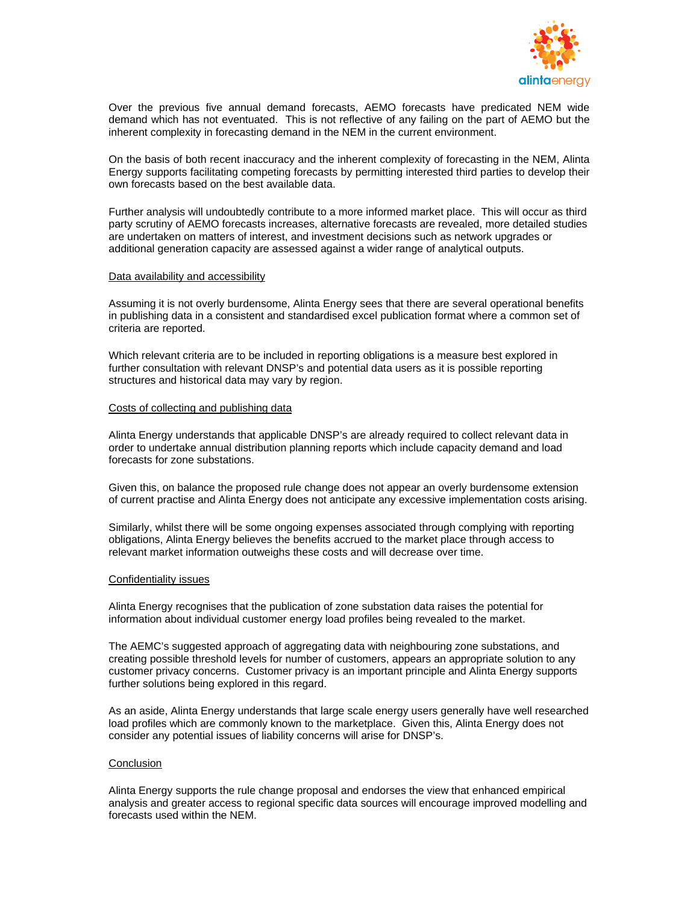Over the previous five annual demand forecasts, AEMO forecasts have predicated NEM wide demand which has not eventuated. This is not reflective of any failing on the part of AEMO but the inherent complexity in forecasting demand in the NEM in the current environment.

On the basis of both recent inaccuracy and the inherent complexity of forecasting in the NEM, Alinta Energy supports facilitating competing forecasts by permitting interested third parties to develop their own forecasts based on the best available data.

Further analysis will undoubtedly contribute to a more informed market place. This will occur as third party scrutiny of AEMO forecasts increases, alternative forecasts are revealed, more detailed studies are undertaken on matters of interest, and investment decisions such as network upgrades or additional generation capacity are assessed against a wider range of analytical outputs.

<u>Data availability and accessibility</u>

Assuming it is not overly burdensome, Alinta Energy sees that there are several operational benefits in publishing data in a consistent and standardised excel publication format where a common set of criteria are reported.

Which relevant criteria are to be included in reporting obligations is a measure best explored in further consultation with relevant DNSP's and potential data users as it is possible reporting structures and historical data may vary by region.

<u>Costs of collecting and publishing data</u>

Alinta Energy understands that applicable DNSP's are already required to collect relevant data in order to undertake annual distribution planning reports which include capacity demand and load forecasts for zone substations.

Given this, on balance the proposed rule change does not appear an overly burdensome extension of current practise and Alinta Energy does not anticipate any excessive implementation costs arising.

Similarly, whilst there will be some ongoing expenses associated through complying with reporting obligations, Alinta Energy believes the benefits accrued to the market place through access to relevant market information outweighs these costs and will decrease over time.

<u>Confidentiality issues</u>

Alinta Energy recognises that the publication of zone substation data raises the potential for information about individual customer energy load profiles being revealed to the market.

The AEMC's suggested approach of aggregating data with neighbouring zone substations, and creating possible threshold levels for number of customers, appears an appropriate solution to any customer privacy concerns. Customer privacy is an important principle and Alinta Energy supports further solutions being explored in this regard.

As an aside, Alinta Energy understands that large scale energy users generally have well researched load profiles which are commonly known to the marketplace. Given this, Alinta Energy does not consider any potential issues of liability concerns will arise for DNSP's.

<u>Conclusion</u>

Alinta Energy supports the rule change proposal and endorses the view that enhanced empirical analysis and greater access to regional specific data sources will encourage improved modelling and forecasts used within the NEM.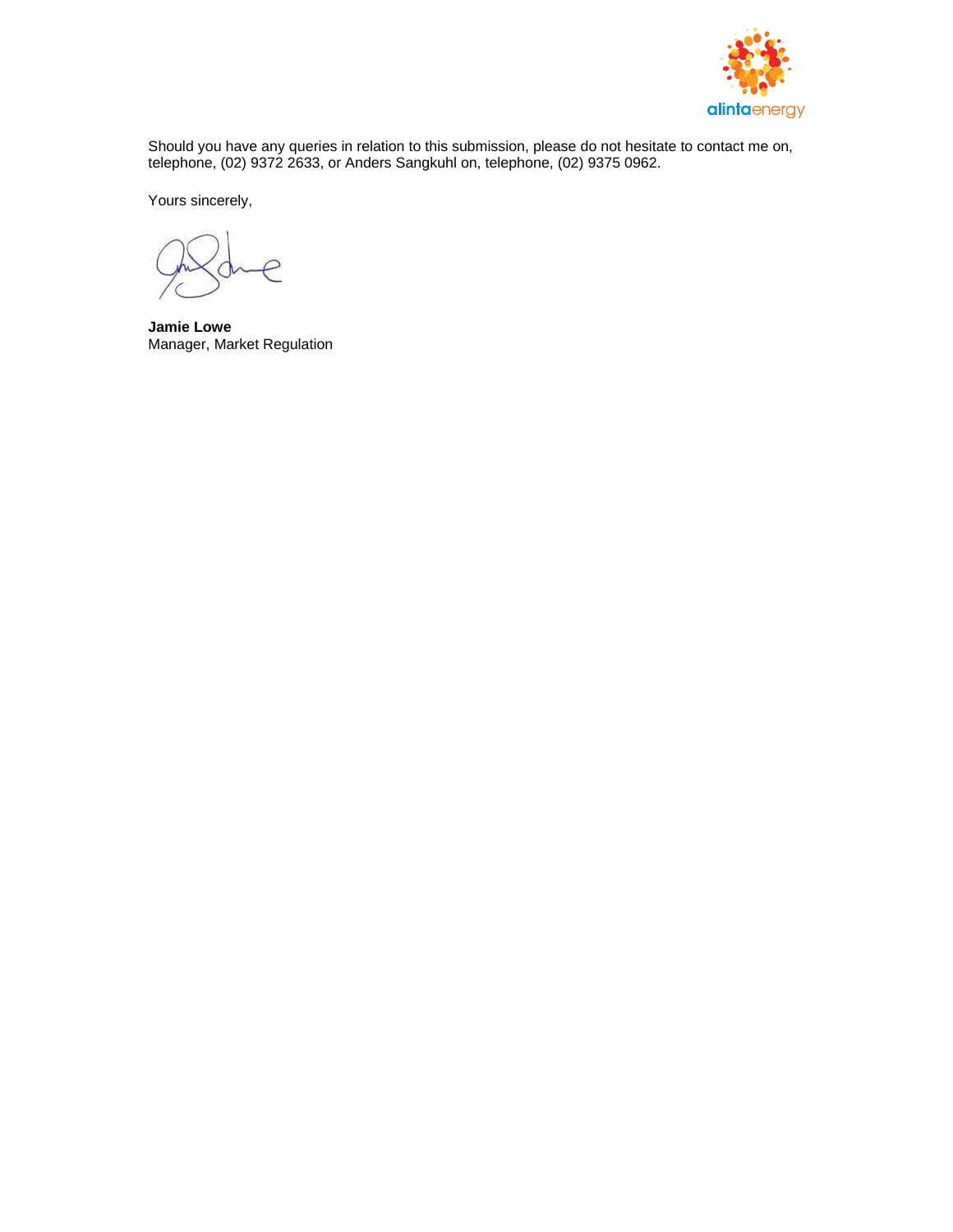Should you have any queries in relation to this submission, please do not hesitate to contact me on, telephone, (02) 9372 2633, or Anders Sangkuhl on, telephone, (02) 9375 0962.

Yours sincerely,

**Jamie Lowe**
Manager, Market Regulation